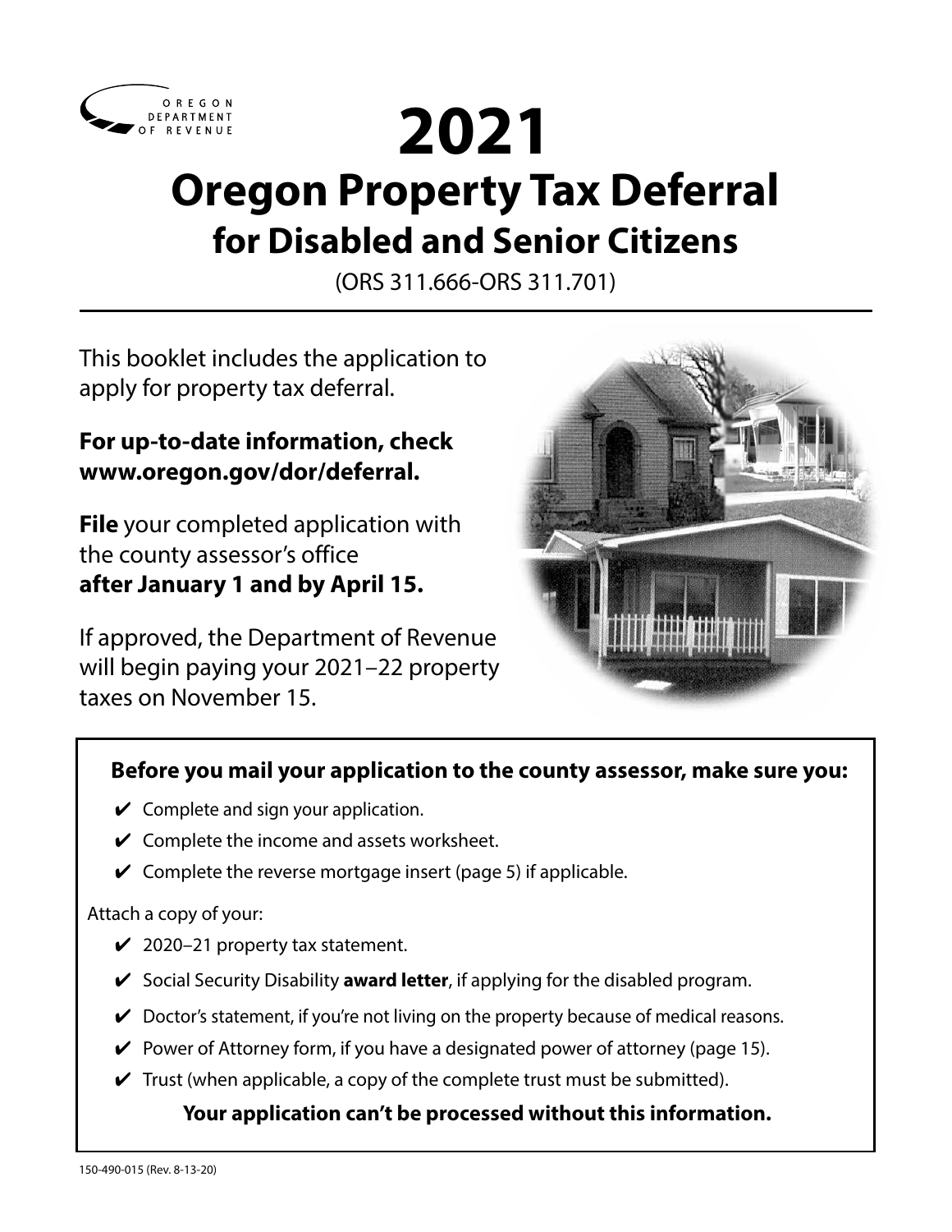OREGON DEPARTMENT OF REVENUE

# 2021
# Oregon Property Tax Deferral
## for Disabled and Senior Citizens

(ORS 311.666-ORS 311.701)

This booklet includes the application to apply for property tax deferral.

**For up-to-date information, check www.oregon.gov/dor/deferral.**

**File** your completed application with the county assessor's office **after January 1 and by April 15.**

If approved, the Department of Revenue will begin paying your 2021–22 property taxes on November 15.

**Before you mail your application to the county assessor, make sure you:**

- ✔ Complete and sign your application.
- ✔ Complete the income and assets worksheet.
- ✔ Complete the reverse mortgage insert (page 5) if applicable.

Attach a copy of your:

- ✔ 2020–21 property tax statement.
- ✔ Social Security Disability **award letter**, if applying for the disabled program.
- ✔ Doctor's statement, if you're not living on the property because of medical reasons.
- ✔ Power of Attorney form, if you have a designated power of attorney (page 15).
- ✔ Trust (when applicable, a copy of the complete trust must be submitted).

**Your application can't be processed without this information.**

150-490-015 (Rev. 8-13-20)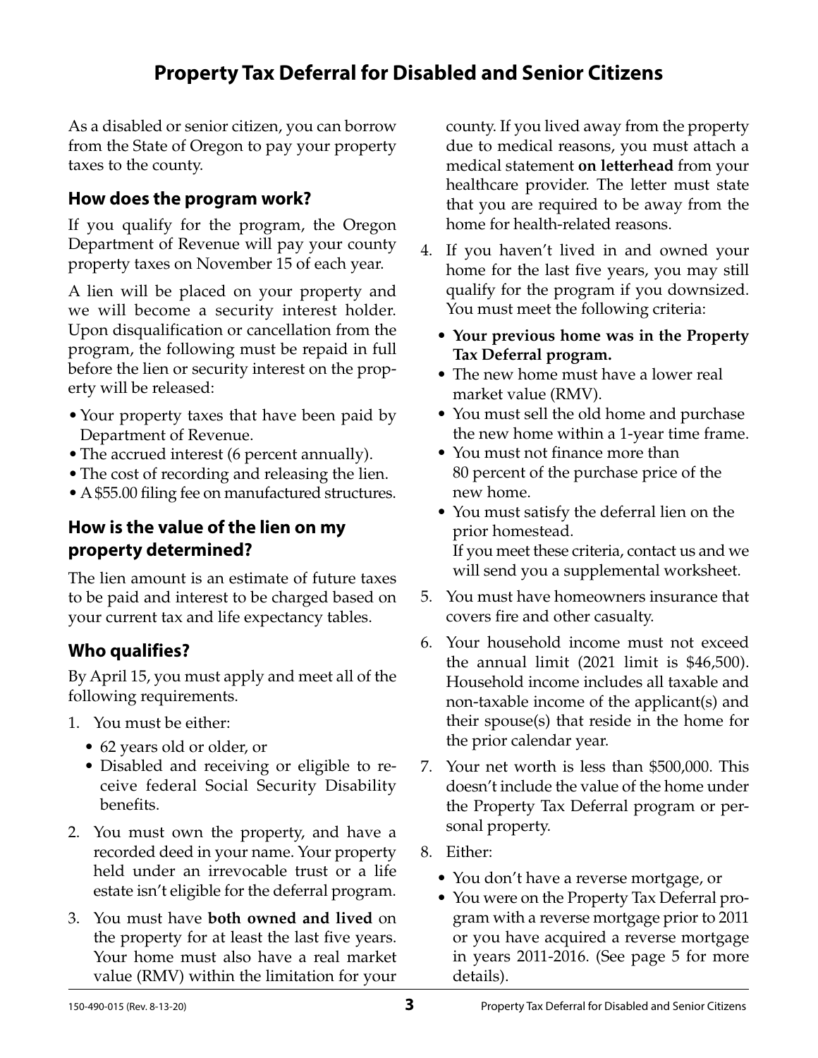# Property Tax Deferral for Disabled and Senior Citizens

As a disabled or senior citizen, you can borrow from the State of Oregon to pay your property taxes to the county.

## How does the program work?

If you qualify for the program, the Oregon Department of Revenue will pay your county property taxes on November 15 of each year.

A lien will be placed on your property and we will become a security interest holder. Upon disqualification or cancellation from the program, the following must be repaid in full before the lien or security interest on the property will be released:

- Your property taxes that have been paid by Department of Revenue.
- The accrued interest (6 percent annually).
- The cost of recording and releasing the lien.
- A $55.00 filing fee on manufactured structures.

## How is the value of the lien on my property determined?

The lien amount is an estimate of future taxes to be paid and interest to be charged based on your current tax and life expectancy tables.

## Who qualifies?

By April 15, you must apply and meet all of the following requirements.

1. You must be either:
   - 62 years old or older, or
   - Disabled and receiving or eligible to receive federal Social Security Disability benefits.
2. You must own the property, and have a recorded deed in your name. Your property held under an irrevocable trust or a life estate isn't eligible for the deferral program.
3. You must have **both owned and lived** on the property for at least the last five years. Your home must also have a real market value (RMV) within the limitation for your county. If you lived away from the property due to medical reasons, you must attach a medical statement **on letterhead** from your healthcare provider. The letter must state that you are required to be away from the home for health-related reasons.
4. If you haven't lived in and owned your home for the last five years, you may still qualify for the program if you downsized. You must meet the following criteria:
   - **Your previous home was in the Property Tax Deferral program.**
   - The new home must have a lower real market value (RMV).
   - You must sell the old home and purchase the new home within a 1-year time frame.
   - You must not finance more than 80 percent of the purchase price of the new home.
   - You must satisfy the deferral lien on the prior homestead.

   If you meet these criteria, contact us and we will send you a supplemental worksheet.
5. You must have homeowners insurance that covers fire and other casualty.
6. Your household income must not exceed the annual limit (2021 limit is $46,500). Household income includes all taxable and non-taxable income of the applicant(s) and their spouse(s) that reside in the home for the prior calendar year.
7. Your net worth is less than $500,000. This doesn't include the value of the home under the Property Tax Deferral program or personal property.
8. Either:
   - You don't have a reverse mortgage, or
   - You were on the Property Tax Deferral program with a reverse mortgage prior to 2011 or you have acquired a reverse mortgage in years 2011-2016. (See page 5 for more details).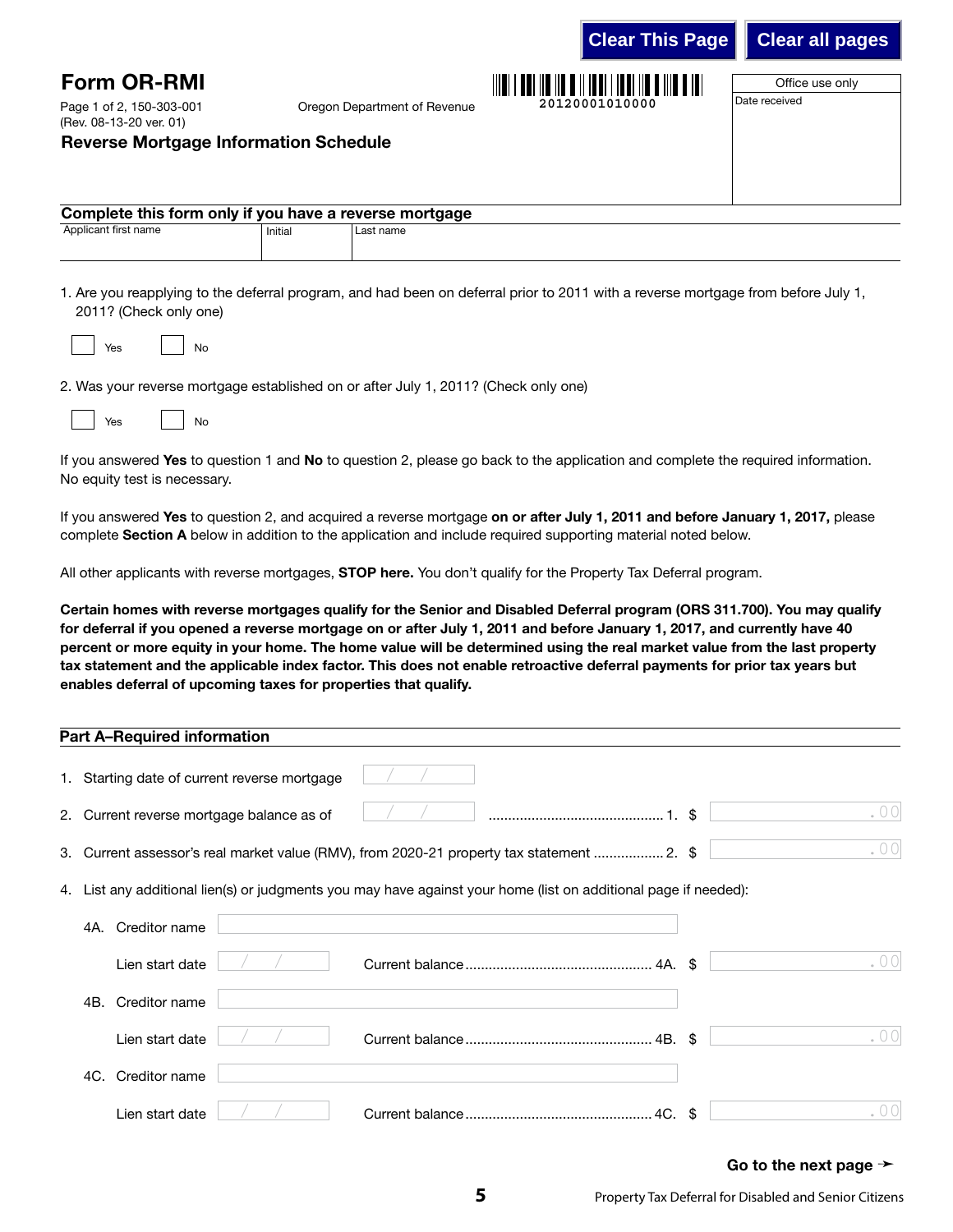# Form OR-RMI

Page 1 of 2, 150-303-001
(Rev. 08-13-20 ver. 01)

Oregon Department of Revenue

20120001010000

Office use only

Date received

## Reverse Mortgage Information Schedule

**Complete this form only if you have a reverse mortgage**

| Applicant first name | Initial | Last name |
|---|---|---|
| | | |

1. Are you reapplying to the deferral program, and had been on deferral prior to 2011 with a reverse mortgage from before July 1, 2011? (Check only one)

   ☐ Yes ☐ No

2. Was your reverse mortgage established on or after July 1, 2011? (Check only one)

   ☐ Yes ☐ No

If you answered **Yes** to question 1 and **No** to question 2, please go back to the application and complete the required information. No equity test is necessary.

If you answered **Yes** to question 2, and acquired a reverse mortgage **on or after July 1, 2011 and before January 1, 2017,** please complete **Section A** below in addition to the application and include required supporting material noted below.

All other applicants with reverse mortgages, **STOP here.** You don't qualify for the Property Tax Deferral program.

**Certain homes with reverse mortgages qualify for the Senior and Disabled Deferral program (ORS 311.700). You may qualify for deferral if you opened a reverse mortgage on or after July 1, 2011 and before January 1, 2017, and currently have 40 percent or more equity in your home. The home value will be determined using the real market value from the last property tax statement and the applicable index factor. This does not enable retroactive deferral payments for prior tax years but enables deferral of upcoming taxes for properties that qualify.**

### Part A–Required information

1. Starting date of current reverse mortgage \_\_/\_\_/\_\_
2. Current reverse mortgage balance as of \_\_/\_\_/\_\_ ............................................ 1. $ .00
3. Current assessor's real market value (RMV), from 2020-21 property tax statement .................. 2. $ .00
4. List any additional lien(s) or judgments you may have against your home (list on additional page if needed):

   4A. Creditor name

   Lien start date \_\_/\_\_/\_\_ Current balance ............................................... 4A. $ .00

   4B. Creditor name

   Lien start date \_\_/\_\_/\_\_ Current balance ............................................... 4B. $ .00

   4C. Creditor name

   Lien start date \_\_/\_\_/\_\_ Current balance ............................................... 4C. $ .00

**Go to the next page ➛**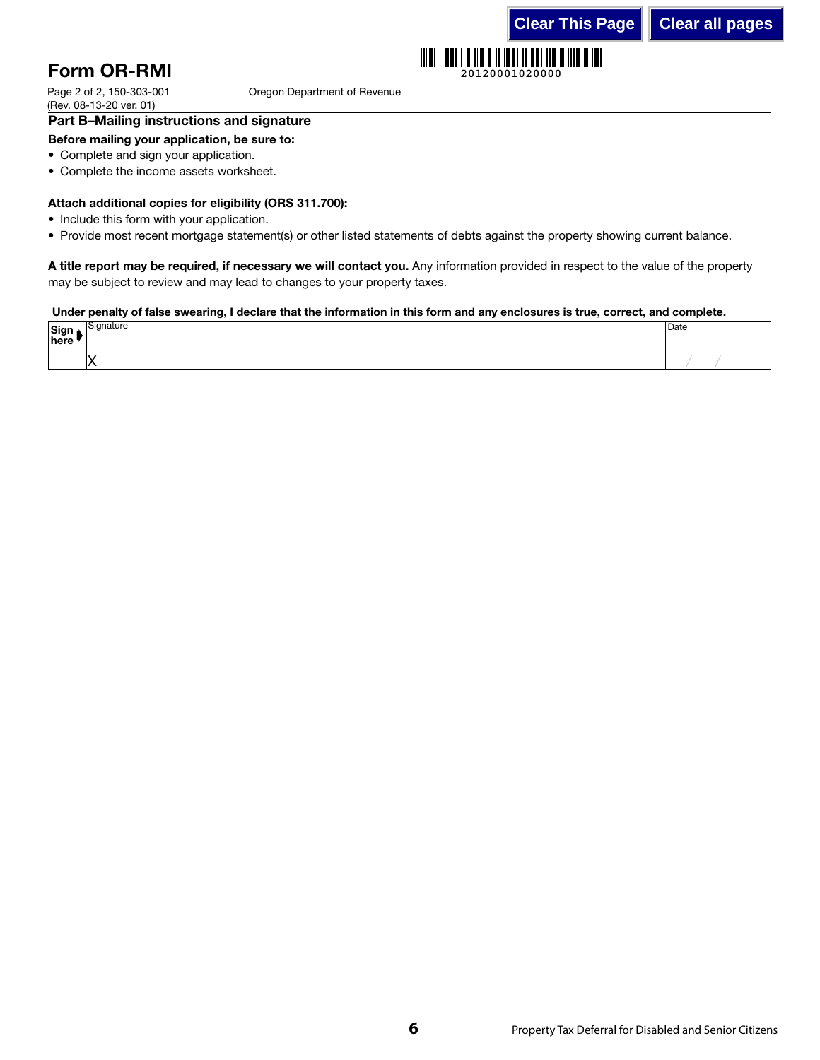# Form OR-RMI

Page 2 of 2, 150-303-001
(Rev. 08-13-20 ver. 01)

Oregon Department of Revenue

20120001020000

## Part B–Mailing instructions and signature

**Before mailing your application, be sure to:**

- Complete and sign your application.
- Complete the income assets worksheet.

**Attach additional copies for eligibility (ORS 311.700):**

- Include this form with your application.
- Provide most recent mortgage statement(s) or other listed statements of debts against the property showing current balance.

**A title report may be required, if necessary we will contact you.** Any information provided in respect to the value of the property may be subject to review and may lead to changes to your property taxes.

**Under penalty of false swearing, I declare that the information in this form and any enclosures is true, correct, and complete.**

| Sign here | Signature | Date |
|---|---|---|
| | X | / / |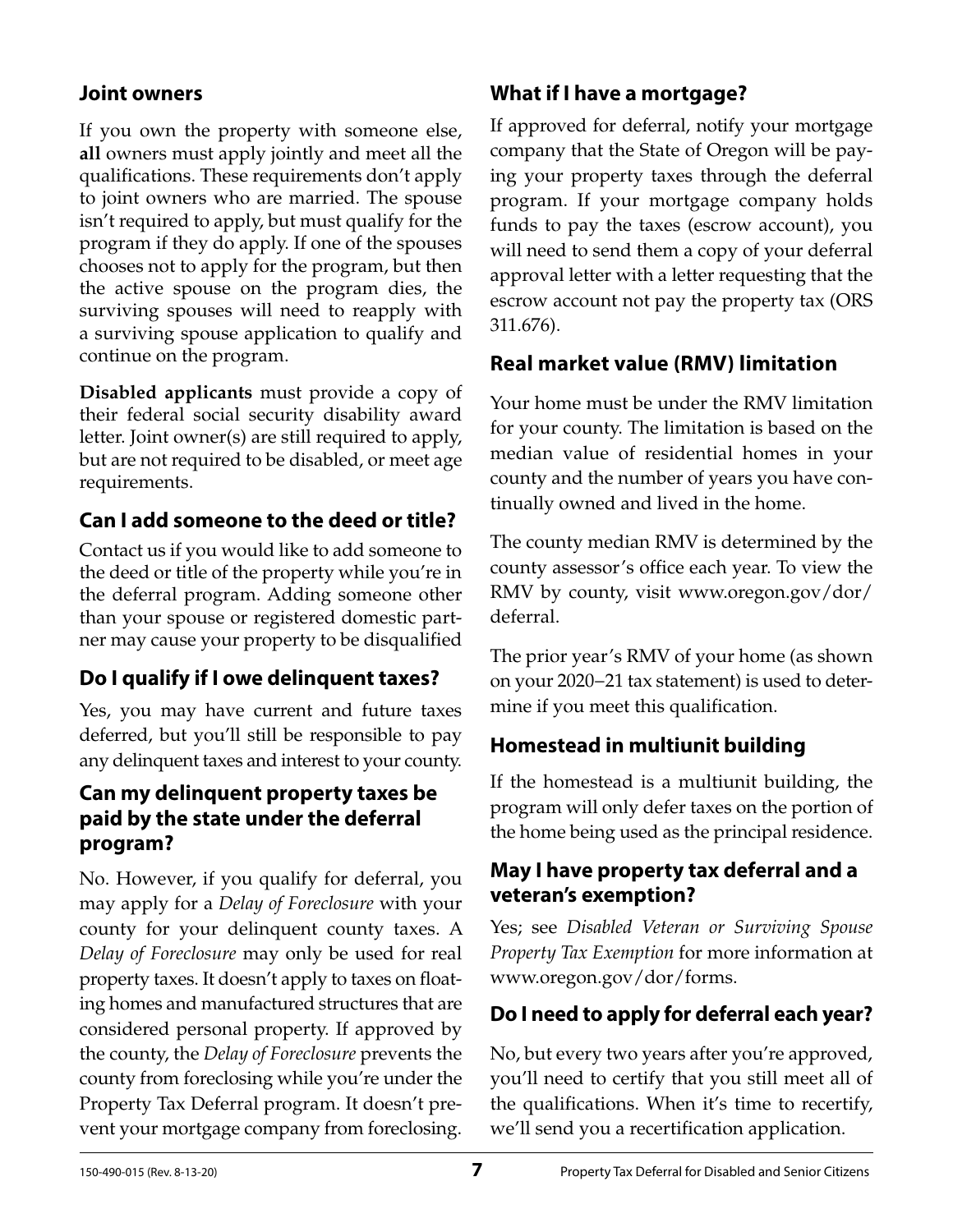## Joint owners

If you own the property with someone else, **all** owners must apply jointly and meet all the qualifications. These requirements don't apply to joint owners who are married. The spouse isn't required to apply, but must qualify for the program if they do apply. If one of the spouses chooses not to apply for the program, but then the active spouse on the program dies, the surviving spouses will need to reapply with a surviving spouse application to qualify and continue on the program.

**Disabled applicants** must provide a copy of their federal social security disability award letter. Joint owner(s) are still required to apply, but are not required to be disabled, or meet age requirements.

## Can I add someone to the deed or title?

Contact us if you would like to add someone to the deed or title of the property while you're in the deferral program. Adding someone other than your spouse or registered domestic partner may cause your property to be disqualified

## Do I qualify if I owe delinquent taxes?

Yes, you may have current and future taxes deferred, but you'll still be responsible to pay any delinquent taxes and interest to your county.

## Can my delinquent property taxes be paid by the state under the deferral program?

No. However, if you qualify for deferral, you may apply for a *Delay of Foreclosure* with your county for your delinquent county taxes. A *Delay of Foreclosure* may only be used for real property taxes. It doesn't apply to taxes on floating homes and manufactured structures that are considered personal property. If approved by the county, the *Delay of Foreclosure* prevents the county from foreclosing while you're under the Property Tax Deferral program. It doesn't prevent your mortgage company from foreclosing.

## What if I have a mortgage?

If approved for deferral, notify your mortgage company that the State of Oregon will be paying your property taxes through the deferral program. If your mortgage company holds funds to pay the taxes (escrow account), you will need to send them a copy of your deferral approval letter with a letter requesting that the escrow account not pay the property tax (ORS 311.676).

## Real market value (RMV) limitation

Your home must be under the RMV limitation for your county. The limitation is based on the median value of residential homes in your county and the number of years you have continually owned and lived in the home.

The county median RMV is determined by the county assessor's office each year. To view the RMV by county, visit www.oregon.gov/dor/deferral.

The prior year's RMV of your home (as shown on your 2020–21 tax statement) is used to determine if you meet this qualification.

## Homestead in multiunit building

If the homestead is a multiunit building, the program will only defer taxes on the portion of the home being used as the principal residence.

## May I have property tax deferral and a veteran's exemption?

Yes; see *Disabled Veteran or Surviving Spouse Property Tax Exemption* for more information at www.oregon.gov/dor/forms.

## Do I need to apply for deferral each year?

No, but every two years after you're approved, you'll need to certify that you still meet all of the qualifications. When it's time to recertify, we'll send you a recertification application.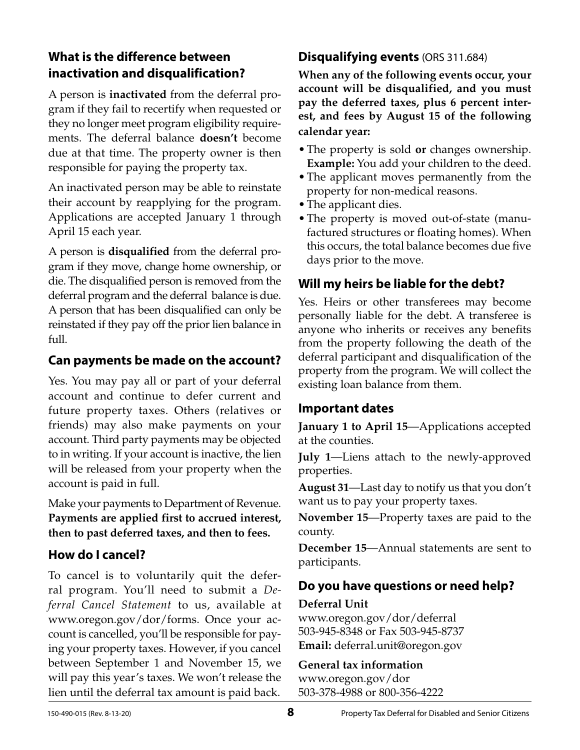## What is the difference between inactivation and disqualification?

A person is **inactivated** from the deferral program if they fail to recertify when requested or they no longer meet program eligibility requirements. The deferral balance **doesn't** become due at that time. The property owner is then responsible for paying the property tax.

An inactivated person may be able to reinstate their account by reapplying for the program. Applications are accepted January 1 through April 15 each year.

A person is **disqualified** from the deferral program if they move, change home ownership, or die. The disqualified person is removed from the deferral program and the deferral balance is due. A person that has been disqualified can only be reinstated if they pay off the prior lien balance in full.

## Can payments be made on the account?

Yes. You may pay all or part of your deferral account and continue to defer current and future property taxes. Others (relatives or friends) may also make payments on your account. Third party payments may be objected to in writing. If your account is inactive, the lien will be released from your property when the account is paid in full.

Make your payments to Department of Revenue. **Payments are applied first to accrued interest, then to past deferred taxes, and then to fees.**

## How do I cancel?

To cancel is to voluntarily quit the deferral program. You'll need to submit a *Deferral Cancel Statement* to us, available at www.oregon.gov/dor/forms. Once your account is cancelled, you'll be responsible for paying your property taxes. However, if you cancel between September 1 and November 15, we will pay this year's taxes. We won't release the lien until the deferral tax amount is paid back.

## Disqualifying events (ORS 311.684)

**When any of the following events occur, your account will be disqualified, and you must pay the deferred taxes, plus 6 percent interest, and fees by August 15 of the following calendar year:**

- The property is sold **or** changes ownership. **Example:** You add your children to the deed.
- The applicant moves permanently from the property for non-medical reasons.
- The applicant dies.
- The property is moved out-of-state (manufactured structures or floating homes). When this occurs, the total balance becomes due five days prior to the move.

## Will my heirs be liable for the debt?

Yes. Heirs or other transferees may become personally liable for the debt. A transferee is anyone who inherits or receives any benefits from the property following the death of the deferral participant and disqualification of the property from the program. We will collect the existing loan balance from them.

## Important dates

**January 1 to April 15**—Applications accepted at the counties.

**July 1**—Liens attach to the newly-approved properties.

**August 31**—Last day to notify us that you don't want us to pay your property taxes.

**November 15**—Property taxes are paid to the county.

**December 15**—Annual statements are sent to participants.

## Do you have questions or need help?

**Deferral Unit**
www.oregon.gov/dor/deferral
503-945-8348 or Fax 503-945-8737
**Email:** deferral.unit@oregon.gov

**General tax information**
www.oregon.gov/dor
503-378-4988 or 800-356-4222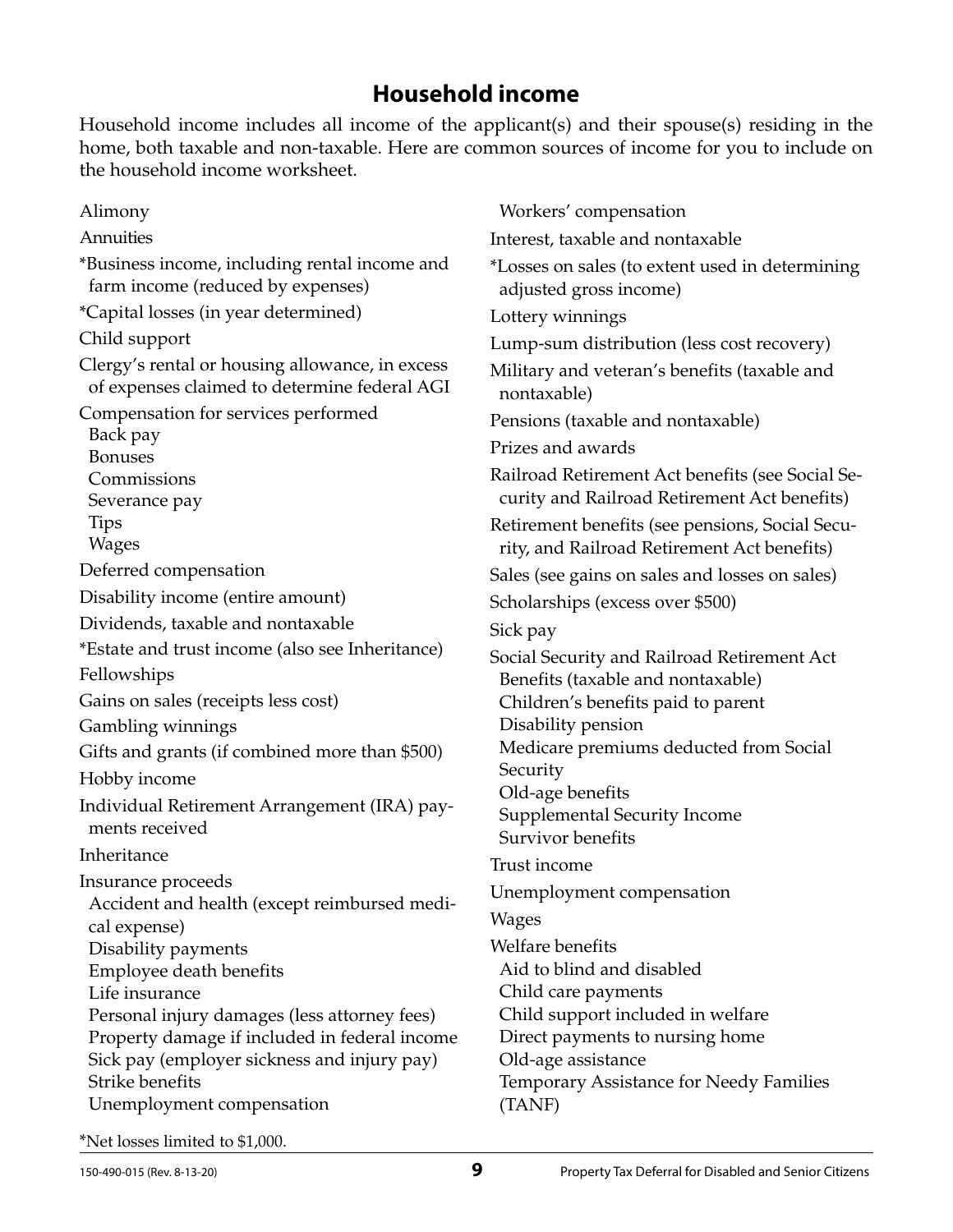## Household income

Household income includes all income of the applicant(s) and their spouse(s) residing in the home, both taxable and non-taxable. Here are common sources of income for you to include on the household income worksheet.

- Alimony
- Annuities
- *Business income, including rental income and farm income (reduced by expenses)
- *Capital losses (in year determined)
- Child support
- Clergy's rental or housing allowance, in excess of expenses claimed to determine federal AGI
- Compensation for services performed
  - Back pay
  - Bonuses
  - Commissions
  - Severance pay
  - Tips
  - Wages
- Deferred compensation
- Disability income (entire amount)
- Dividends, taxable and nontaxable
- *Estate and trust income (also see Inheritance)
- Fellowships
- Gains on sales (receipts less cost)
- Gambling winnings
- Gifts and grants (if combined more than $500)
- Hobby income
- Individual Retirement Arrangement (IRA) payments received
- Inheritance
- Insurance proceeds
  - Accident and health (except reimbursed medical expense)
  - Disability payments
  - Employee death benefits
  - Life insurance
  - Personal injury damages (less attorney fees)
  - Property damage if included in federal income
  - Sick pay (employer sickness and injury pay)
  - Strike benefits
  - Unemployment compensation
  - Workers' compensation
- Interest, taxable and nontaxable
- *Losses on sales (to extent used in determining adjusted gross income)
- Lottery winnings
- Lump-sum distribution (less cost recovery)
- Military and veteran's benefits (taxable and nontaxable)
- Pensions (taxable and nontaxable)
- Prizes and awards
- Railroad Retirement Act benefits (see Social Security and Railroad Retirement Act benefits)
- Retirement benefits (see pensions, Social Security, and Railroad Retirement Act benefits)
- Sales (see gains on sales and losses on sales)
- Scholarships (excess over $500)
- Sick pay
- Social Security and Railroad Retirement Act Benefits (taxable and nontaxable)
  - Children's benefits paid to parent
  - Disability pension
  - Medicare premiums deducted from Social Security
  - Old-age benefits
  - Supplemental Security Income
  - Survivor benefits
- Trust income
- Unemployment compensation
- Wages
- Welfare benefits
  - Aid to blind and disabled
  - Child care payments
  - Child support included in welfare
  - Direct payments to nursing home
  - Old-age assistance
  - Temporary Assistance for Needy Families (TANF)

*Net losses limited to $1,000.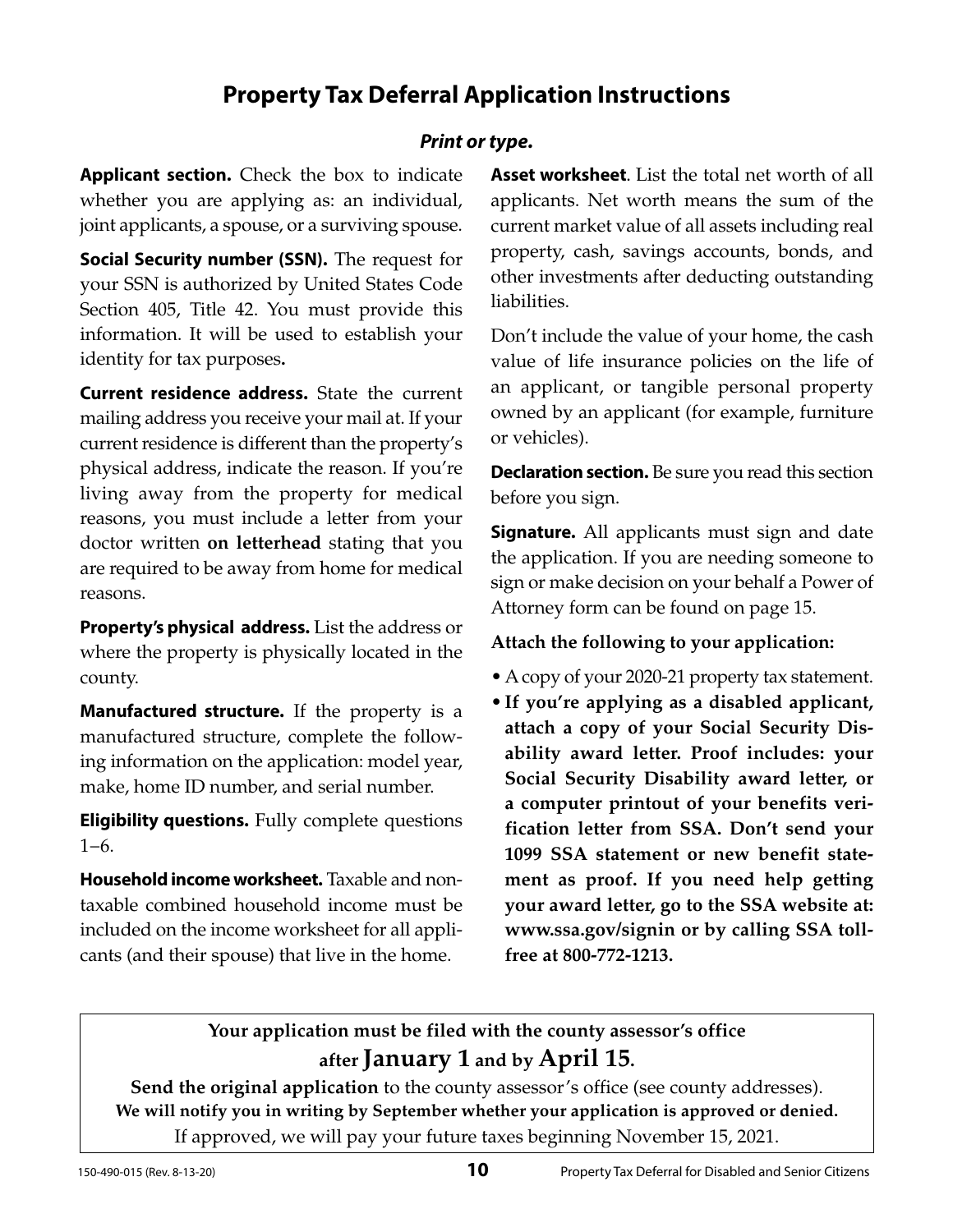# Property Tax Deferral Application Instructions

***Print or type.***

**Applicant section.** Check the box to indicate whether you are applying as: an individual, joint applicants, a spouse, or a surviving spouse.

**Social Security number (SSN).** The request for your SSN is authorized by United States Code Section 405, Title 42. You must provide this information. It will be used to establish your identity for tax purposes**.**

**Current residence address.** State the current mailing address you receive your mail at. If your current residence is different than the property's physical address, indicate the reason. If you're living away from the property for medical reasons, you must include a letter from your doctor written **on letterhead** stating that you are required to be away from home for medical reasons.

**Property's physical address.** List the address or where the property is physically located in the county.

**Manufactured structure.** If the property is a manufactured structure, complete the following information on the application: model year, make, home ID number, and serial number.

**Eligibility questions.** Fully complete questions 1–6.

**Household income worksheet.** Taxable and nontaxable combined household income must be included on the income worksheet for all applicants (and their spouse) that live in the home.

**Asset worksheet**. List the total net worth of all applicants. Net worth means the sum of the current market value of all assets including real property, cash, savings accounts, bonds, and other investments after deducting outstanding liabilities.

Don't include the value of your home, the cash value of life insurance policies on the life of an applicant, or tangible personal property owned by an applicant (for example, furniture or vehicles).

**Declaration section.** Be sure you read this section before you sign.

**Signature.** All applicants must sign and date the application. If you are needing someone to sign or make decision on your behalf a Power of Attorney form can be found on page 15.

**Attach the following to your application:**

- A copy of your 2020-21 property tax statement.
- **If you're applying as a disabled applicant, attach a copy of your Social Security Disability award letter. Proof includes: your Social Security Disability award letter, or a computer printout of your benefits verification letter from SSA. Don't send your 1099 SSA statement or new benefit statement as proof. If you need help getting your award letter, go to the SSA website at: www.ssa.gov/signin or by calling SSA toll-free at 800-772-1213.**

**Your application must be filed with the county assessor's office after January 1 and by April 15.**

**Send the original application** to the county assessor's office (see county addresses).

**We will notify you in writing by September whether your application is approved or denied.**

If approved, we will pay your future taxes beginning November 15, 2021.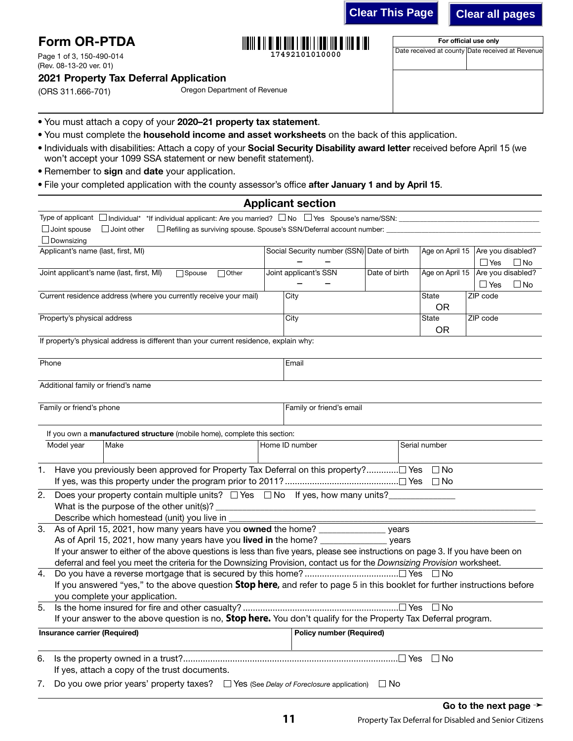Clear This Page | Clear all pages

# Form OR-PTDA

Page 1 of 3, 150-490-014
(Rev. 08-13-20 ver. 01)

17492101010000

| For official use only | |
|---|---|
| Date received at county | Date received at Revenue |
| | |

## 2021 Property Tax Deferral Application

(ORS 311.666-701) Oregon Department of Revenue

- You must attach a copy of your **2020–21 property tax statement**.
- You must complete the **household income and asset worksheets** on the back of this application.
- Individuals with disabilities: Attach a copy of your **Social Security Disability award letter** received before April 15 (we won't accept your 1099 SSA statement or new benefit statement).
- Remember to **sign** and **date** your application.
- File your completed application with the county assessor's office **after January 1 and by April 15**.

## Applicant section

Type of applicant ☐ Individual* *If individual applicant: Are you married? ☐ No ☐ Yes Spouse's name/SSN: ____________________

☐ Joint spouse ☐ Joint other ☐ Refiling as surviving spouse. Spouse's SSN/Deferral account number: ____________________

☐ Downsizing

| Applicant's name (last, first, MI) | Social Security number (SSN) | Date of birth | Age on April 15 | Are you disabled? |
|---|---|---|---|---|
| | – – | | | ☐ Yes ☐ No |
| Joint applicant's name (last, first, MI) ☐ Spouse ☐ Other | Joint applicant's SSN | Date of birth | Age on April 15 | Are you disabled? |
| | – – | | | ☐ Yes ☐ No |

| Current residence address (where you currently receive your mail) | City | State | ZIP code |
|---|---|---|---|
| | | OR | |
| Property's physical address | City | State | ZIP code |
| | | OR | |

If property's physical address is different than your current residence, explain why:

| Phone | Email |
|---|---|
| | |

Additional family or friend's name

| Family or friend's phone | Family or friend's email |
|---|---|
| | |

If you own a **manufactured structure** (mobile home), complete this section:

| Model year | Make | Home ID number | Serial number |
|---|---|---|---|
| | | | |

1. Have you previously been approved for Property Tax Deferral on this property? ☐ Yes ☐ No
   If yes, was this property under the program prior to 2011? ☐ Yes ☐ No
2. Does your property contain multiple units? ☐ Yes ☐ No If yes, how many units? ______________
   What is the purpose of the other unit(s)? ____________________
   Describe which homestead (unit) you live in ____________________
3. As of April 15, 2021, how many years have you **owned** the home? ______________ years
   As of April 15, 2021, how many years have you **lived in** the home? ______________ years
   If your answer to either of the above questions is less than five years, please see instructions on page 3. If you have been on deferral and feel you meet the criteria for the Downsizing Provision, contact us for the *Downsizing Provision* worksheet.
4. Do you have a reverse mortgage that is secured by this home? ☐ Yes ☐ No
   If you answered "yes," to the above question **Stop here,** and refer to page 5 in this booklet for further instructions before you complete your application.
5. Is the home insured for fire and other casualty? ☐ Yes ☐ No
   If your answer to the above question is no, **Stop here.** You don't qualify for the Property Tax Deferral program.

| Insurance carrier (Required) | Policy number (Required) |
|---|---|
| | |

6. Is the property owned in a trust? ☐ Yes ☐ No
   If yes, attach a copy of the trust documents.
7. Do you owe prior years' property taxes? ☐ Yes (See *Delay of Foreclosure* application) ☐ No

**Go to the next page ➛**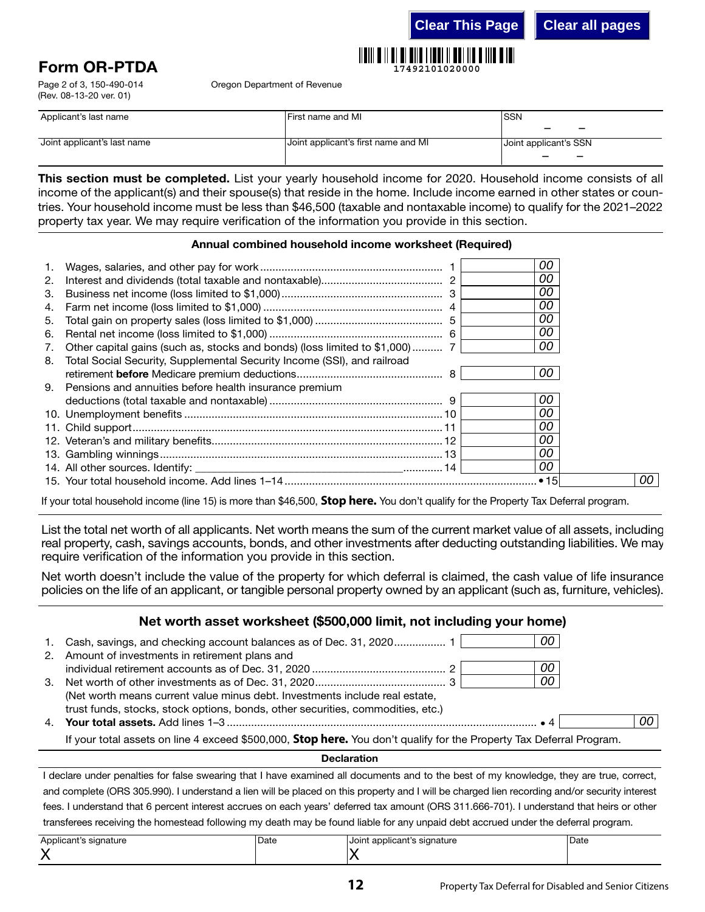# Form OR-PTDA

Page 2 of 3, 150-490-014
(Rev. 08-13-20 ver. 01)

Oregon Department of Revenue

17492101020000

| Applicant's last name | First name and MI | SSN |
|---|---|---|
| Joint applicant's last name | Joint applicant's first name and MI | Joint applicant's SSN |

**This section must be completed.** List your yearly household income for 2020. Household income consists of all income of the applicant(s) and their spouse(s) that reside in the home. Include income earned in other states or countries. Your household income must be less than $46,500 (taxable and nontaxable income) to qualify for the 2021–2022 property tax year. We may require verification of the information you provide in this section.

### Annual combined household income worksheet (Required)

| | | Line | Amount | Total |
|---|---|---|---|---|
| 1. | Wages, salaries, and other pay for work | 1 | 00 | |
| 2. | Interest and dividends (total taxable and nontaxable) | 2 | 00 | |
| 3. | Business net income (loss limited to $1,000) | 3 | 00 | |
| 4. | Farm net income (loss limited to $1,000) | 4 | 00 | |
| 5. | Total gain on property sales (loss limited to $1,000) | 5 | 00 | |
| 6. | Rental net income (loss limited to $1,000) | 6 | 00 | |
| 7. | Other capital gains (such as, stocks and bonds) (loss limited to $1,000) | 7 | 00 | |
| 8. | Total Social Security, Supplemental Security Income (SSI), and railroad retirement **before** Medicare premium deductions | 8 | 00 | |
| 9. | Pensions and annuities before health insurance premium deductions (total taxable and nontaxable) | 9 | 00 | |
| 10. | Unemployment benefits | 10 | 00 | |
| 11. | Child support | 11 | 00 | |
| 12. | Veteran's and military benefits | 12 | 00 | |
| 13. | Gambling winnings | 13 | 00 | |
| 14. | All other sources. Identify: ____________________ | 14 | 00 | |
| 15. | Your total household income. Add lines 1–14 | • 15 | | 00 |

If your total household income (line 15) is more than $46,500, **Stop here.** You don't qualify for the Property Tax Deferral program.

List the total net worth of all applicants. Net worth means the sum of the current market value of all assets, including real property, cash, savings accounts, bonds, and other investments after deducting outstanding liabilities. We may require verification of the information you provide in this section.

Net worth doesn't include the value of the property for which deferral is claimed, the cash value of life insurance policies on the life of an applicant, or tangible personal property owned by an applicant (such as, furniture, vehicles).

### Net worth asset worksheet ($500,000 limit, not including your home)

| | | Line | Amount | Total |
|---|---|---|---|---|
| 1. | Cash, savings, and checking account balances as of Dec. 31, 2020 | 1 | 00 | |
| 2. | Amount of investments in retirement plans and individual retirement accounts as of Dec. 31, 2020 | 2 | 00 | |
| 3. | Net worth of other investments as of Dec. 31, 2020 (Net worth means current value minus debt. Investments include real estate, trust funds, stocks, stock options, bonds, other securities, commodities, etc.) | 3 | 00 | |
| 4. | **Your total assets.** Add lines 1–3 | • 4 | | 00 |

If your total assets on line 4 exceed $500,000, **Stop here.** You don't qualify for the Property Tax Deferral Program.

### Declaration

I declare under penalties for false swearing that I have examined all documents and to the best of my knowledge, they are true, correct, and complete (ORS 305.990). I understand a lien will be placed on this property and I will be charged lien recording and/or security interest fees. I understand that 6 percent interest accrues on each years' deferred tax amount (ORS 311.666-701). I understand that heirs or other transferees receiving the homestead following my death may be found liable for any unpaid debt accrued under the deferral program.

| Applicant's signature | Date | Joint applicant's signature | Date |
|---|---|---|---|
| X | | X | |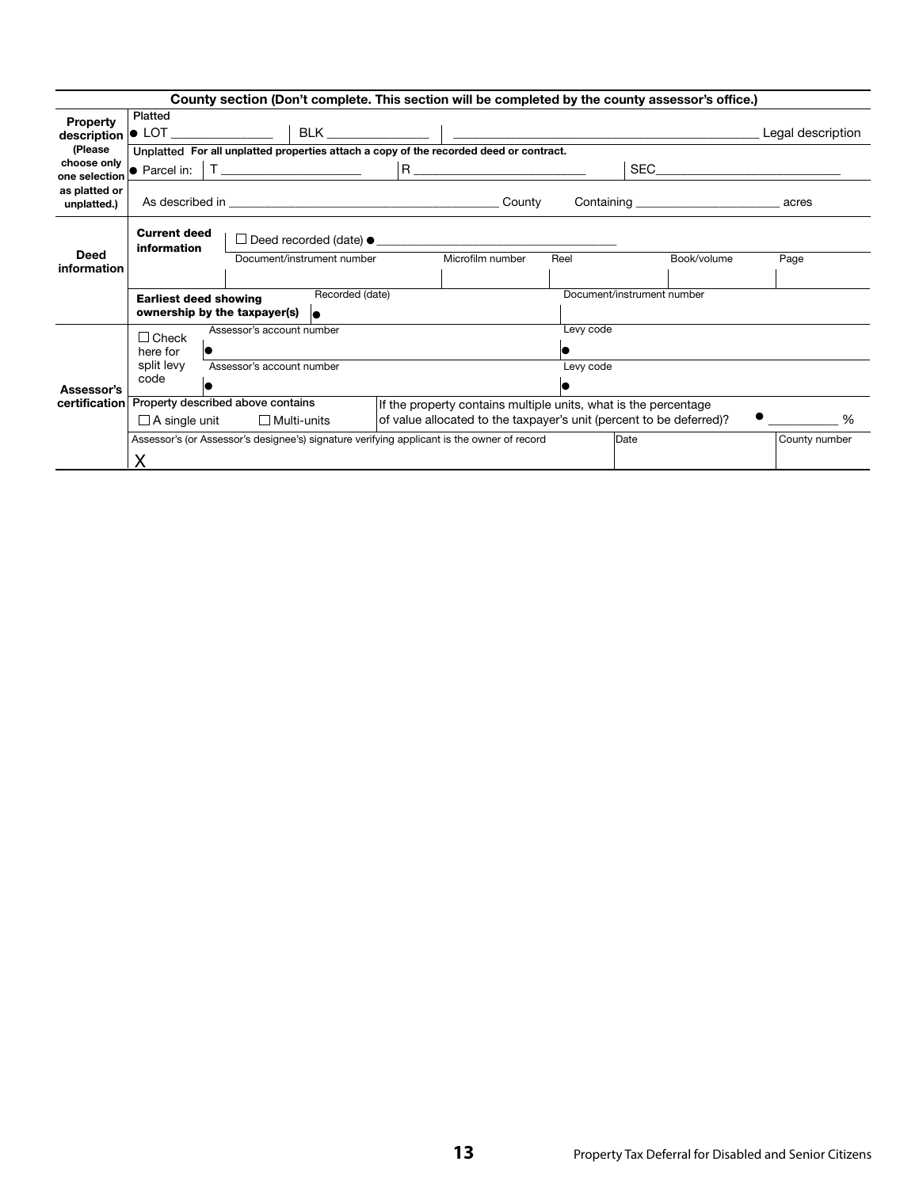**County section (Don't complete. This section will be completed by the county assessor's office.)**

| | | | | | | |
|---|---|---|---|---|---|---|
| **Property description (Please choose only one selection as platted or unplatted.)** | Platted<br>● LOT ______________ | BLK ______________ | ______________________________________ Legal description | | | |
| | Unplatted **For all unplatted properties attach a copy of the recorded deed or contract.** | | | | | |
| | ● Parcel in: T ____________________ | R ________________________ | SEC__________________________ | | | |
| | As described in ________________________________________ County | | Containing _____________________ acres | | | |
| **Deed information** | **Current deed information** | ☐ Deed recorded (date) ● ____________________________________ | | | | |
| | | Document/instrument number | Microfilm number | Reel | Book/volume | Page |
| | | | | | | |
| | **Earliest deed showing ownership by the taxpayer(s)** | Recorded (date)<br>● | | Document/instrument number | | |
| **Assessor's certification** | ☐ Check here for split levy code | Assessor's account number<br>● | | Levy code<br>● | | |
| | | Assessor's account number<br>● | | Levy code<br>● | | |
| | Property described above contains<br>☐ A single unit ☐ Multi-units | | If the property contains multiple units, what is the percentage of value allocated to the taxpayer's unit (percent to be deferred)? ● __________ % | | | |
| | Assessor's (or Assessor's designee's) signature verifying applicant is the owner of record<br>X | | | Date | | County number |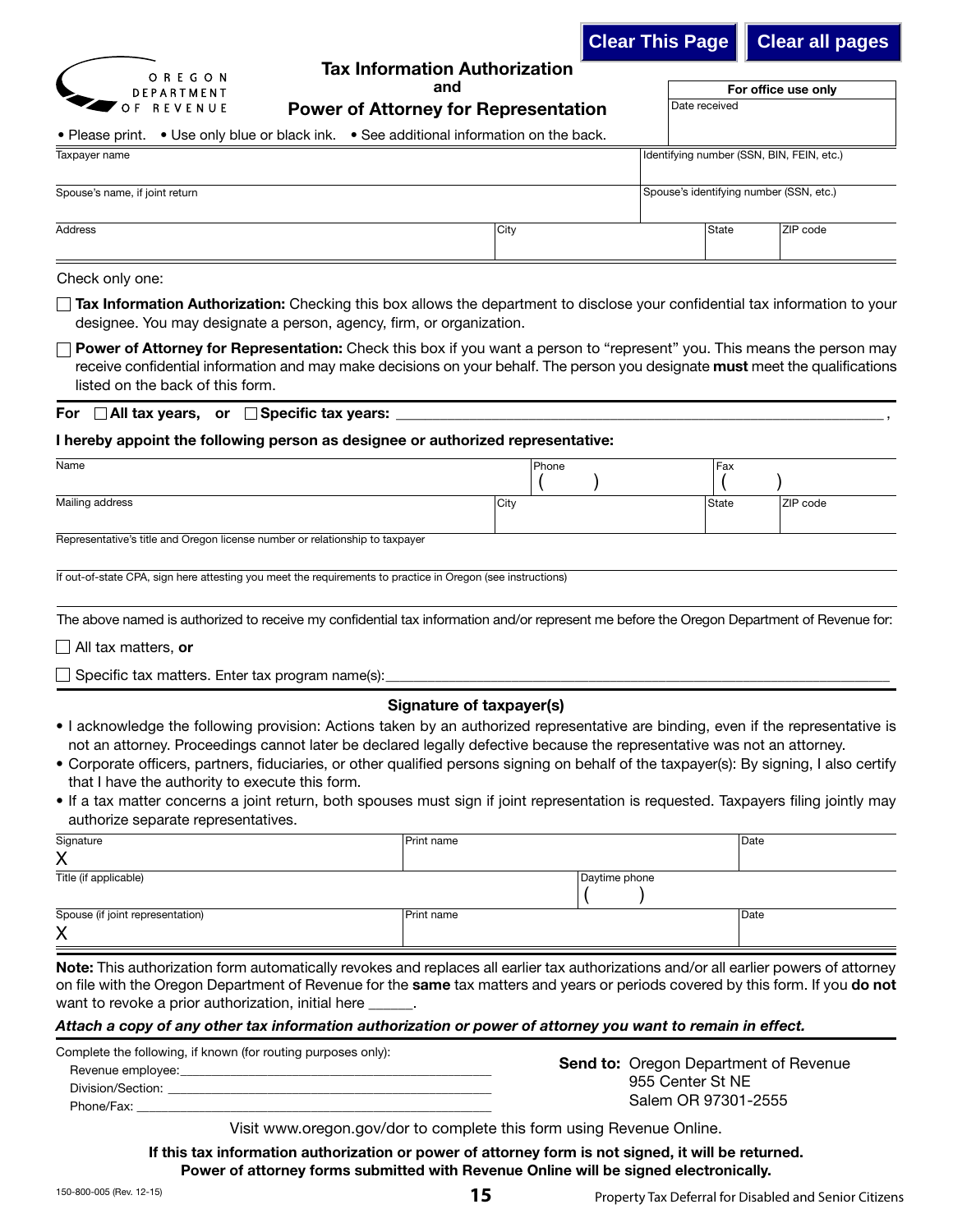Clear This Page | Clear all pages

OREGON DEPARTMENT OF REVENUE

# Tax Information Authorization and Power of Attorney for Representation

| For office use only |
|---|
| Date received |

• Please print. • Use only blue or black ink. • See additional information on the back.

| Taxpayer name | | | Identifying number (SSN, BIN, FEIN, etc.) |
|---|---|---|---|
| Spouse's name, if joint return | | | Spouse's identifying number (SSN, etc.) |
| Address | City | State | ZIP code |

Check only one:

☐ **Tax Information Authorization:** Checking this box allows the department to disclose your confidential tax information to your designee. You may designate a person, agency, firm, or organization.

☐ **Power of Attorney for Representation:** Check this box if you want a person to "represent" you. This means the person may receive confidential information and may make decisions on your behalf. The person you designate **must** meet the qualifications listed on the back of this form.

**For** ☐ **All tax years, or** ☐ **Specific tax years:** ____________________________________________,

**I hereby appoint the following person as designee or authorized representative:**

| Name | Phone ( ) | | Fax ( ) |
|---|---|---|---|
| Mailing address | City | State | ZIP code |

Representative's title and Oregon license number or relationship to taxpayer

If out-of-state CPA, sign here attesting you meet the requirements to practice in Oregon (see instructions)

The above named is authorized to receive my confidential tax information and/or represent me before the Oregon Department of Revenue for:

☐ All tax matters, **or**

☐ Specific tax matters. Enter tax program name(s):____________________________________________

## Signature of taxpayer(s)

- I acknowledge the following provision: Actions taken by an authorized representative are binding, even if the representative is not an attorney. Proceedings cannot later be declared legally defective because the representative was not an attorney.
- Corporate officers, partners, fiduciaries, or other qualified persons signing on behalf of the taxpayer(s): By signing, I also certify that I have the authority to execute this form.
- If a tax matter concerns a joint return, both spouses must sign if joint representation is requested. Taxpayers filing jointly may authorize separate representatives.

| Signature X | Print name | | Date |
|---|---|---|---|
| Title (if applicable) | | Daytime phone ( ) | |
| Spouse (if joint representation) X | Print name | | Date |

**Note:** This authorization form automatically revokes and replaces all earlier tax authorizations and/or all earlier powers of attorney on file with the Oregon Department of Revenue for the **same** tax matters and years or periods covered by this form. If you **do not** want to revoke a prior authorization, initial here ______.

***Attach a copy of any other tax information authorization or power of attorney you want to remain in effect.***

Complete the following, if known (for routing purposes only):

Revenue employee:____________________________________________

Division/Section: ____________________________________________

Phone/Fax: ____________________________________________

**Send to:** Oregon Department of Revenue
955 Center St NE
Salem OR 97301-2555

Visit www.oregon.gov/dor to complete this form using Revenue Online.

**If this tax information authorization or power of attorney form is not signed, it will be returned.**
**Power of attorney forms submitted with Revenue Online will be signed electronically.**

150-800-005 (Rev. 12-15)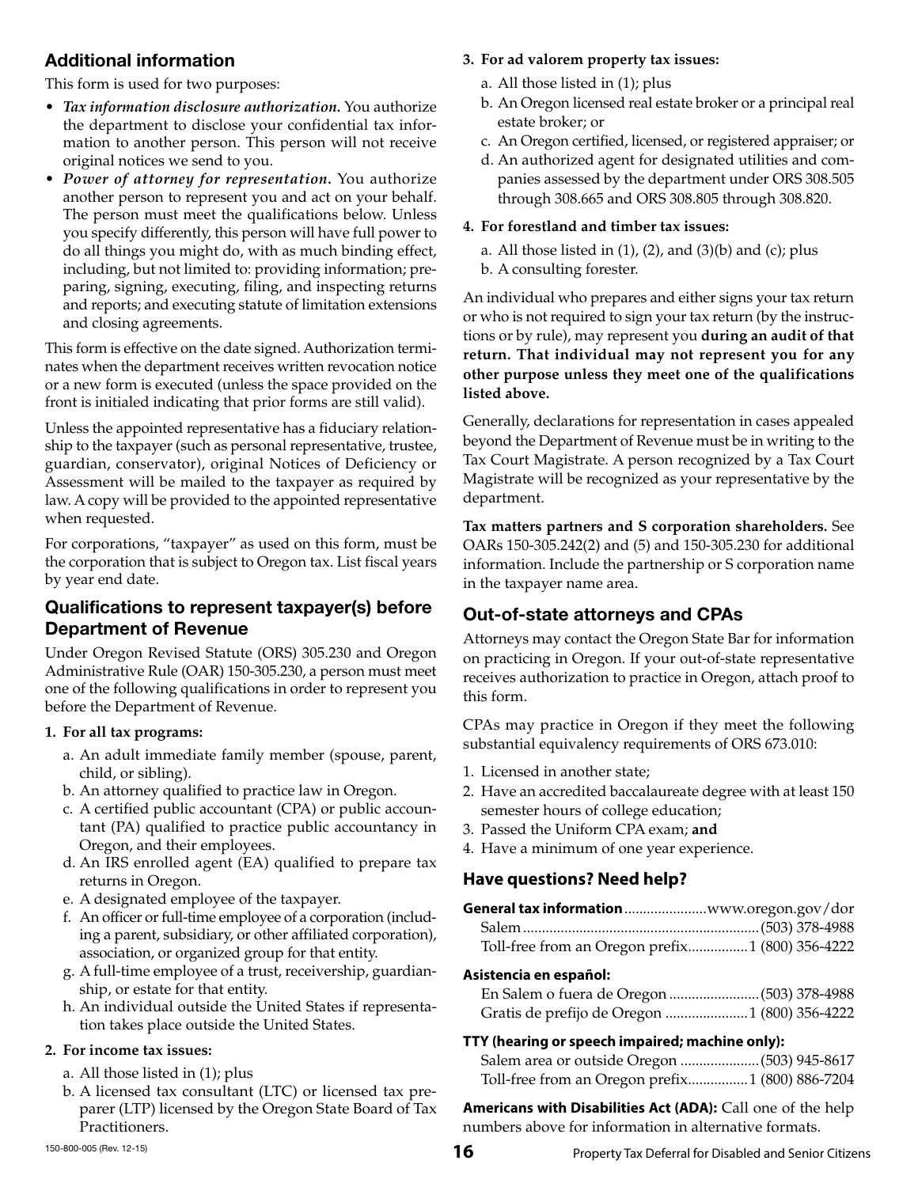## Additional information

This form is used for two purposes:

- ***Tax information disclosure authorization.*** You authorize the department to disclose your confidential tax information to another person. This person will not receive original notices we send to you.
- ***Power of attorney for representation.*** You authorize another person to represent you and act on your behalf. The person must meet the qualifications below. Unless you specify differently, this person will have full power to do all things you might do, with as much binding effect, including, but not limited to: providing information; preparing, signing, executing, filing, and inspecting returns and reports; and executing statute of limitation extensions and closing agreements.

This form is effective on the date signed. Authorization terminates when the department receives written revocation notice or a new form is executed (unless the space provided on the front is initialed indicating that prior forms are still valid).

Unless the appointed representative has a fiduciary relationship to the taxpayer (such as personal representative, trustee, guardian, conservator), original Notices of Deficiency or Assessment will be mailed to the taxpayer as required by law. A copy will be provided to the appointed representative when requested.

For corporations, "taxpayer" as used on this form, must be the corporation that is subject to Oregon tax. List fiscal years by year end date.

## Qualifications to represent taxpayer(s) before Department of Revenue

Under Oregon Revised Statute (ORS) 305.230 and Oregon Administrative Rule (OAR) 150-305.230, a person must meet one of the following qualifications in order to represent you before the Department of Revenue.

**1. For all tax programs:**

a. An adult immediate family member (spouse, parent, child, or sibling).
b. An attorney qualified to practice law in Oregon.
c. A certified public accountant (CPA) or public accountant (PA) qualified to practice public accountancy in Oregon, and their employees.
d. An IRS enrolled agent (EA) qualified to prepare tax returns in Oregon.
e. A designated employee of the taxpayer.
f. An officer or full-time employee of a corporation (including a parent, subsidiary, or other affiliated corporation), association, or organized group for that entity.
g. A full-time employee of a trust, receivership, guardianship, or estate for that entity.
h. An individual outside the United States if representation takes place outside the United States.

**2. For income tax issues:**

a. All those listed in (1); plus
b. A licensed tax consultant (LTC) or licensed tax preparer (LTP) licensed by the Oregon State Board of Tax Practitioners.

**3. For ad valorem property tax issues:**

a. All those listed in (1); plus
b. An Oregon licensed real estate broker or a principal real estate broker; or
c. An Oregon certified, licensed, or registered appraiser; or
d. An authorized agent for designated utilities and companies assessed by the department under ORS 308.505 through 308.665 and ORS 308.805 through 308.820.

**4. For forestland and timber tax issues:**

a. All those listed in (1), (2), and (3)(b) and (c); plus
b. A consulting forester.

An individual who prepares and either signs your tax return or who is not required to sign your tax return (by the instructions or by rule), may represent you **during an audit of that return. That individual may not represent you for any other purpose unless they meet one of the qualifications listed above.**

Generally, declarations for representation in cases appealed beyond the Department of Revenue must be in writing to the Tax Court Magistrate. A person recognized by a Tax Court Magistrate will be recognized as your representative by the department.

**Tax matters partners and S corporation shareholders.** See OARs 150-305.242(2) and (5) and 150-305.230 for additional information. Include the partnership or S corporation name in the taxpayer name area.

## Out-of-state attorneys and CPAs

Attorneys may contact the Oregon State Bar for information on practicing in Oregon. If your out-of-state representative receives authorization to practice in Oregon, attach proof to this form.

CPAs may practice in Oregon if they meet the following substantial equivalency requirements of ORS 673.010:

1. Licensed in another state;
2. Have an accredited baccalaureate degree with at least 150 semester hours of college education;
3. Passed the Uniform CPA exam; **and**
4. Have a minimum of one year experience.

## Have questions? Need help?

**General tax information** ...................... www.oregon.gov/dor
Salem ............................................................... (503) 378-4988
Toll-free from an Oregon prefix................ 1 (800) 356-4222

**Asistencia en español:**
En Salem o fuera de Oregon ........................ (503) 378-4988
Gratis de prefijo de Oregon ...................... 1 (800) 356-4222

**TTY (hearing or speech impaired; machine only):**
Salem area or outside Oregon ..................... (503) 945-8617
Toll-free from an Oregon prefix................ 1 (800) 886-7204

**Americans with Disabilities Act (ADA):** Call one of the help numbers above for information in alternative formats.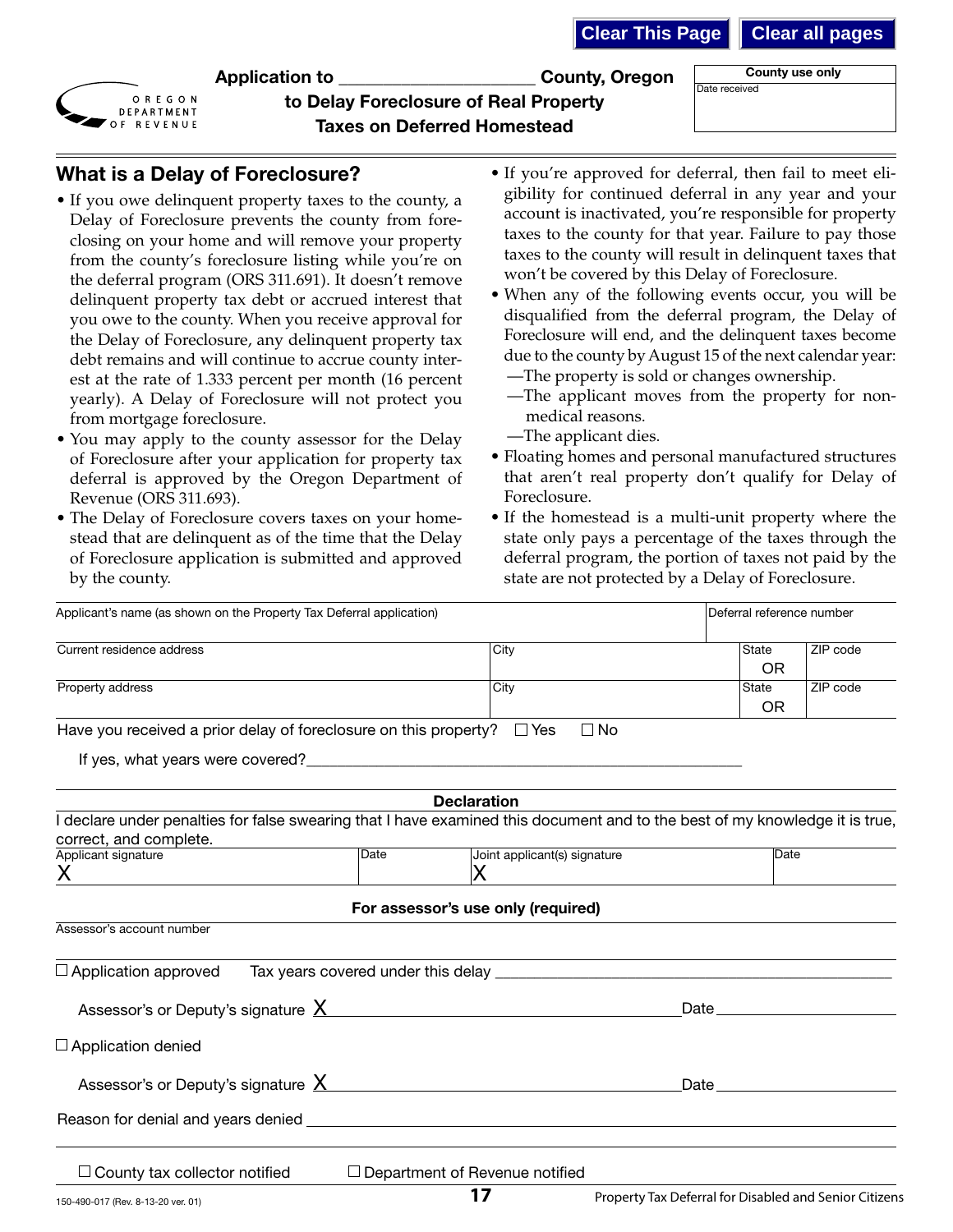**Application to ____________________ County, Oregon**
**to Delay Foreclosure of Real Property**
**Taxes on Deferred Homestead**

| County use only |
|---|
| Date received |

## What is a Delay of Foreclosure?

- If you owe delinquent property taxes to the county, a Delay of Foreclosure prevents the county from foreclosing on your home and will remove your property from the county's foreclosure listing while you're on the deferral program (ORS 311.691). It doesn't remove delinquent property tax debt or accrued interest that you owe to the county. When you receive approval for the Delay of Foreclosure, any delinquent property tax debt remains and will continue to accrue county interest at the rate of 1.333 percent per month (16 percent yearly). A Delay of Foreclosure will not protect you from mortgage foreclosure.
- You may apply to the county assessor for the Delay of Foreclosure after your application for property tax deferral is approved by the Oregon Department of Revenue (ORS 311.693).
- The Delay of Foreclosure covers taxes on your homestead that are delinquent as of the time that the Delay of Foreclosure application is submitted and approved by the county.
- If you're approved for deferral, then fail to meet eligibility for continued deferral in any year and your account is inactivated, you're responsible for property taxes to the county for that year. Failure to pay those taxes to the county will result in delinquent taxes that won't be covered by this Delay of Foreclosure.
- When any of the following events occur, you will be disqualified from the deferral program, the Delay of Foreclosure will end, and the delinquent taxes become due to the county by August 15 of the next calendar year:
  - —The property is sold or changes ownership.
  - —The applicant moves from the property for non-medical reasons.
  - —The applicant dies.
- Floating homes and personal manufactured structures that aren't real property don't qualify for Delay of Foreclosure.
- If the homestead is a multi-unit property where the state only pays a percentage of the taxes through the deferral program, the portion of taxes not paid by the state are not protected by a Delay of Foreclosure.

| Applicant's name (as shown on the Property Tax Deferral application) | | Deferral reference number | |
|---|---|---|---|
| Current residence address | City | State OR | ZIP code |
| Property address | City | State OR | ZIP code |

Have you received a prior delay of foreclosure on this property? ☐ Yes ☐ No

If yes, what years were covered?______________________________________________

**Declaration**

I declare under penalties for false swearing that I have examined this document and to the best of my knowledge it is true, correct, and complete.

| Applicant signature | Date | Joint applicant(s) signature | Date |
|---|---|---|---|
| X | | X | |

**For assessor's use only (required)**

Assessor's account number

☐ Application approved  Tax years covered under this delay ______________________________

Assessor's or Deputy's signature X ______________________________ Date ______________

☐ Application denied

Assessor's or Deputy's signature X ______________________________ Date ______________

Reason for denial and years denied ______________________________

☐ County tax collector notified  ☐ Department of Revenue notified

150-490-017 (Rev. 8-13-20 ver. 01)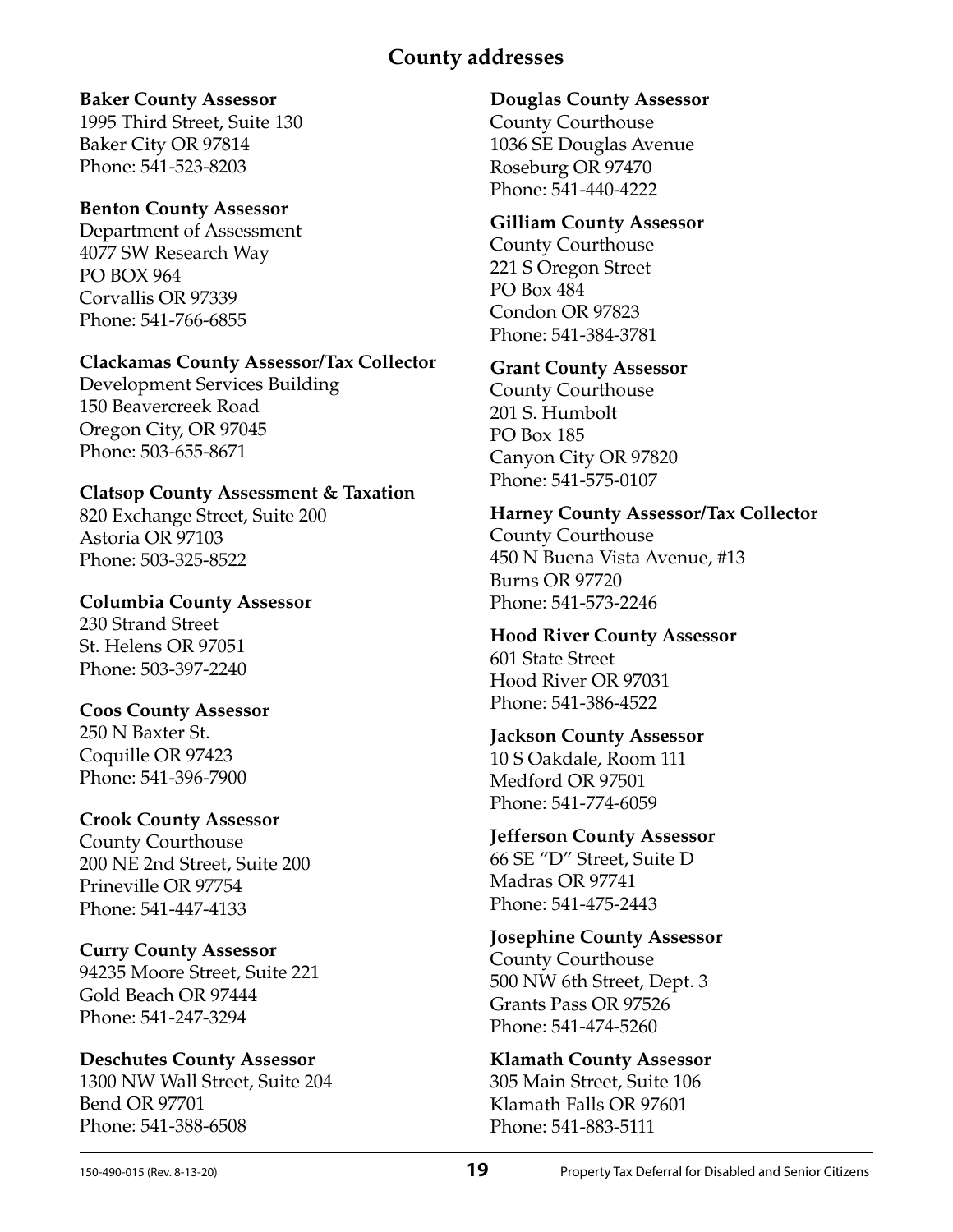## County addresses

**Baker County Assessor**
1995 Third Street, Suite 130
Baker City OR 97814
Phone: 541-523-8203

**Benton County Assessor**
Department of Assessment
4077 SW Research Way
PO BOX 964
Corvallis OR 97339
Phone: 541-766-6855

**Clackamas County Assessor/Tax Collector**
Development Services Building
150 Beavercreek Road
Oregon City, OR 97045
Phone: 503-655-8671

**Clatsop County Assessment & Taxation**
820 Exchange Street, Suite 200
Astoria OR 97103
Phone: 503-325-8522

**Columbia County Assessor**
230 Strand Street
St. Helens OR 97051
Phone: 503-397-2240

**Coos County Assessor**
250 N Baxter St.
Coquille OR 97423
Phone: 541-396-7900

**Crook County Assessor**
County Courthouse
200 NE 2nd Street, Suite 200
Prineville OR 97754
Phone: 541-447-4133

**Curry County Assessor**
94235 Moore Street, Suite 221
Gold Beach OR 97444
Phone: 541-247-3294

**Deschutes County Assessor**
1300 NW Wall Street, Suite 204
Bend OR 97701
Phone: 541-388-6508

**Douglas County Assessor**
County Courthouse
1036 SE Douglas Avenue
Roseburg OR 97470
Phone: 541-440-4222

**Gilliam County Assessor**
County Courthouse
221 S Oregon Street
PO Box 484
Condon OR 97823
Phone: 541-384-3781

**Grant County Assessor**
County Courthouse
201 S. Humbolt
PO Box 185
Canyon City OR 97820
Phone: 541-575-0107

**Harney County Assessor/Tax Collector**
County Courthouse
450 N Buena Vista Avenue, #13
Burns OR 97720
Phone: 541-573-2246

**Hood River County Assessor**
601 State Street
Hood River OR 97031
Phone: 541-386-4522

**Jackson County Assessor**
10 S Oakdale, Room 111
Medford OR 97501
Phone: 541-774-6059

**Jefferson County Assessor**
66 SE "D" Street, Suite D
Madras OR 97741
Phone: 541-475-2443

**Josephine County Assessor**
County Courthouse
500 NW 6th Street, Dept. 3
Grants Pass OR 97526
Phone: 541-474-5260

**Klamath County Assessor**
305 Main Street, Suite 106
Klamath Falls OR 97601
Phone: 541-883-5111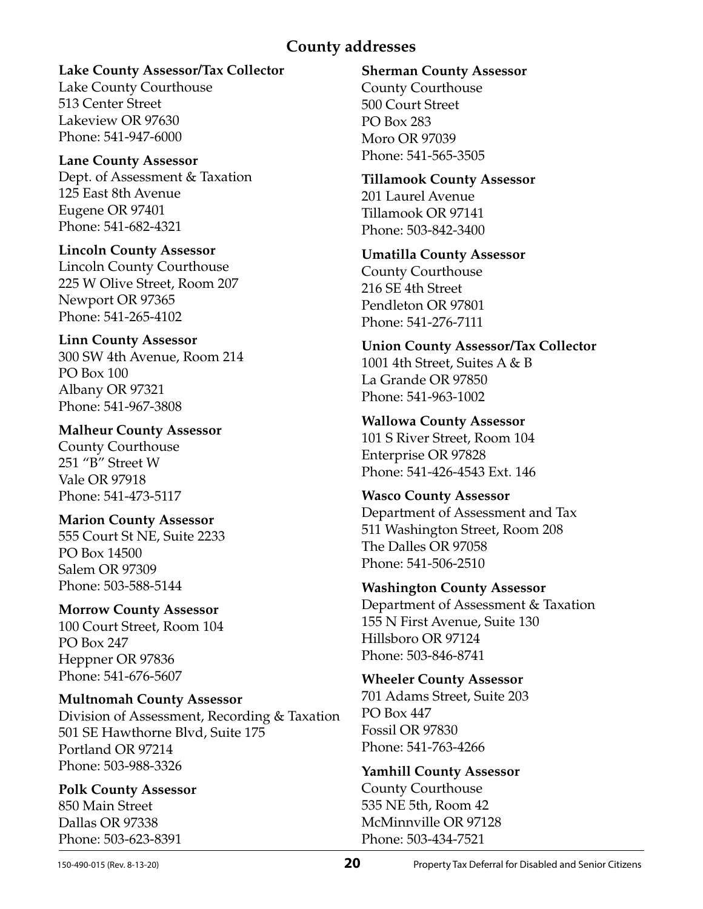## County addresses

**Lake County Assessor/Tax Collector**
Lake County Courthouse
513 Center Street
Lakeview OR 97630
Phone: 541-947-6000

**Lane County Assessor**
Dept. of Assessment & Taxation
125 East 8th Avenue
Eugene OR 97401
Phone: 541-682-4321

**Lincoln County Assessor**
Lincoln County Courthouse
225 W Olive Street, Room 207
Newport OR 97365
Phone: 541-265-4102

**Linn County Assessor**
300 SW 4th Avenue, Room 214
PO Box 100
Albany OR 97321
Phone: 541-967-3808

**Malheur County Assessor**
County Courthouse
251 "B" Street W
Vale OR 97918
Phone: 541-473-5117

**Marion County Assessor**
555 Court St NE, Suite 2233
PO Box 14500
Salem OR 97309
Phone: 503-588-5144

**Morrow County Assessor**
100 Court Street, Room 104
PO Box 247
Heppner OR 97836
Phone: 541-676-5607

**Multnomah County Assessor**
Division of Assessment, Recording & Taxation
501 SE Hawthorne Blvd, Suite 175
Portland OR 97214
Phone: 503-988-3326

**Polk County Assessor**
850 Main Street
Dallas OR 97338
Phone: 503-623-8391

**Sherman County Assessor**
County Courthouse
500 Court Street
PO Box 283
Moro OR 97039
Phone: 541-565-3505

**Tillamook County Assessor**
201 Laurel Avenue
Tillamook OR 97141
Phone: 503-842-3400

**Umatilla County Assessor**
County Courthouse
216 SE 4th Street
Pendleton OR 97801
Phone: 541-276-7111

**Union County Assessor/Tax Collector**
1001 4th Street, Suites A & B
La Grande OR 97850
Phone: 541-963-1002

**Wallowa County Assessor**
101 S River Street, Room 104
Enterprise OR 97828
Phone: 541-426-4543 Ext. 146

**Wasco County Assessor**
Department of Assessment and Tax
511 Washington Street, Room 208
The Dalles OR 97058
Phone: 541-506-2510

**Washington County Assessor**
Department of Assessment & Taxation
155 N First Avenue, Suite 130
Hillsboro OR 97124
Phone: 503-846-8741

**Wheeler County Assessor**
701 Adams Street, Suite 203
PO Box 447
Fossil OR 97830
Phone: 541-763-4266

**Yamhill County Assessor**
County Courthouse
535 NE 5th, Room 42
McMinnville OR 97128
Phone: 503-434-7521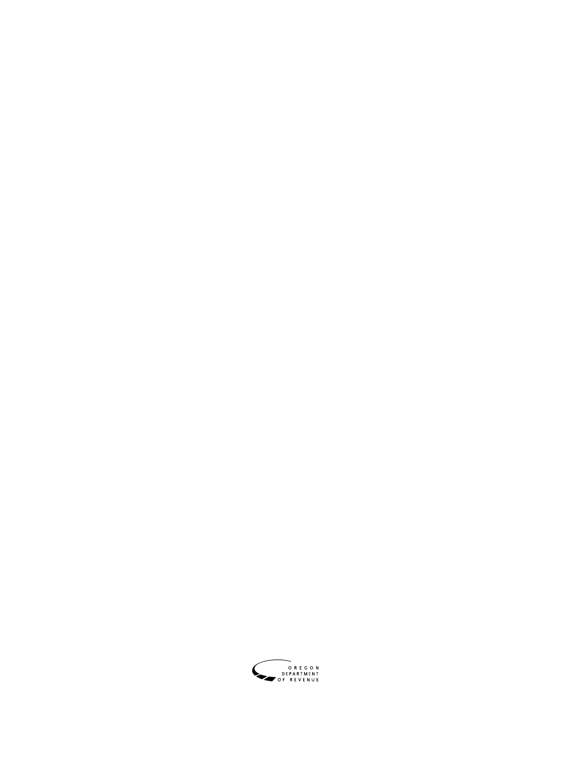OREGON
DEPARTMENT
OF REVENUE